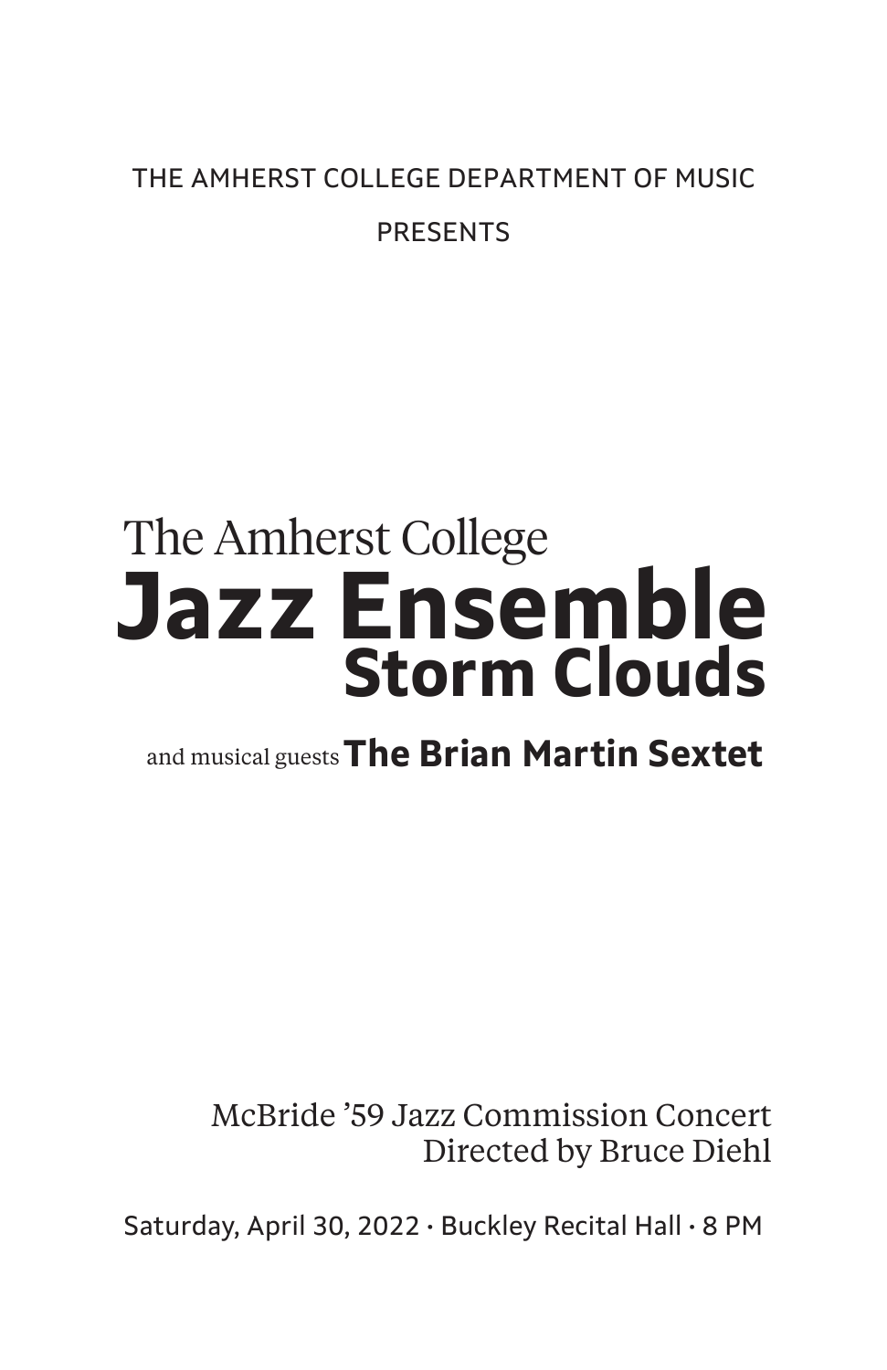THE AMHERST COLLEGE DEPARTMENT OF MUSIC

PRESENTS

The Amherst College

# Jazz Ensemble

## Storm Clouds

and musical guests **The Brian Martin Sextet**

McBride ’59 Jazz Commission Concert
Directed by Bruce Diehl

Saturday, April 30, 2022 · Buckley Recital Hall · 8 PM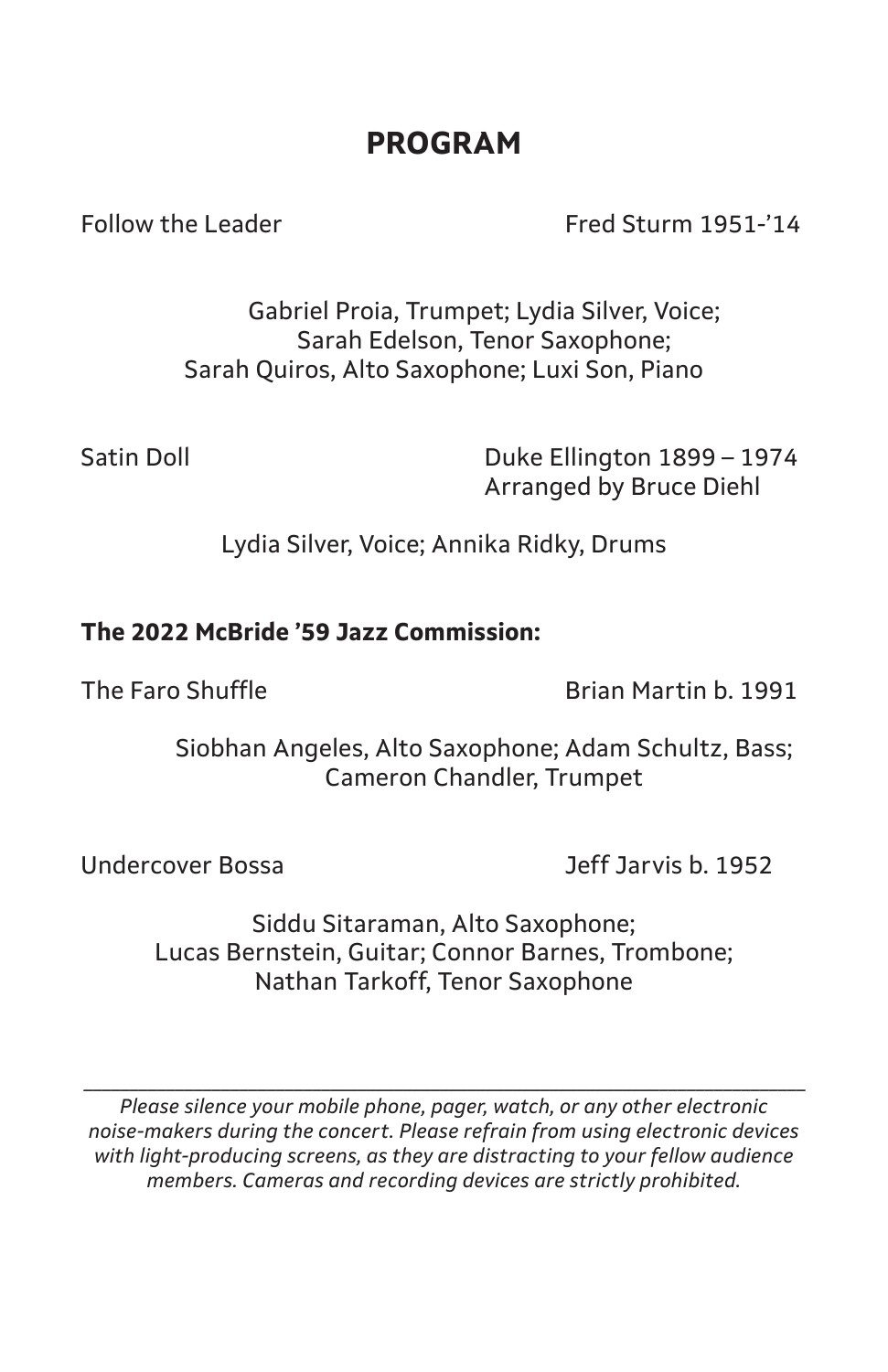## PROGRAM

Follow the Leader — Fred Sturm 1951-'14

Gabriel Proia, Trumpet; Lydia Silver, Voice;
Sarah Edelson, Tenor Saxophone;
Sarah Quiros, Alto Saxophone; Luxi Son, Piano

Satin Doll — Duke Ellington 1899 – 1974
Arranged by Bruce Diehl

Lydia Silver, Voice; Annika Ridky, Drums

**The 2022 McBride '59 Jazz Commission:**

The Faro Shuffle — Brian Martin b. 1991

Siobhan Angeles, Alto Saxophone; Adam Schultz, Bass;
Cameron Chandler, Trumpet

Undercover Bossa — Jeff Jarvis b. 1952

Siddu Sitaraman, Alto Saxophone;
Lucas Bernstein, Guitar; Connor Barnes, Trombone;
Nathan Tarkoff, Tenor Saxophone

---

*Please silence your mobile phone, pager, watch, or any other electronic noise-makers during the concert. Please refrain from using electronic devices with light-producing screens, as they are distracting to your fellow audience members. Cameras and recording devices are strictly prohibited.*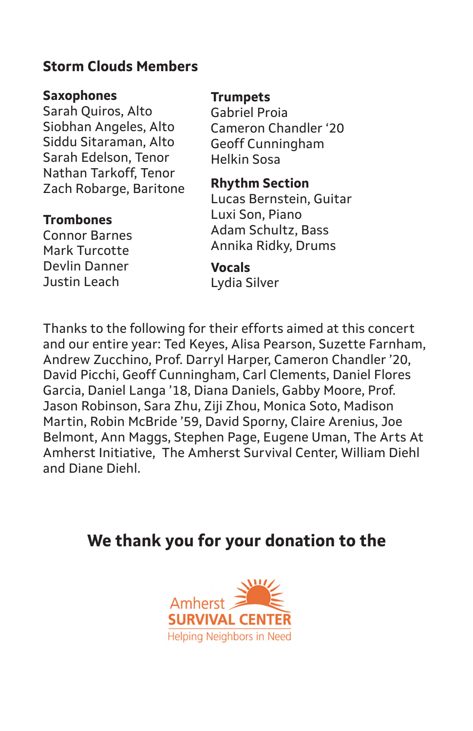## Storm Clouds Members

**Saxophones**
Sarah Quiros, Alto
Siobhan Angeles, Alto
Siddu Sitaraman, Alto
Sarah Edelson, Tenor
Nathan Tarkoff, Tenor
Zach Robarge, Baritone

**Trombones**
Connor Barnes
Mark Turcotte
Devlin Danner
Justin Leach

**Trumpets**
Gabriel Proia
Cameron Chandler '20
Geoff Cunningham
Helkin Sosa

**Rhythm Section**
Lucas Bernstein, Guitar
Luxi Son, Piano
Adam Schultz, Bass
Annika Ridky, Drums

**Vocals**
Lydia Silver

Thanks to the following for their efforts aimed at this concert and our entire year: Ted Keyes, Alisa Pearson, Suzette Farnham, Andrew Zucchino, Prof. Darryl Harper, Cameron Chandler '20, David Picchi, Geoff Cunningham, Carl Clements, Daniel Flores Garcia, Daniel Langa '18, Diana Daniels, Gabby Moore, Prof. Jason Robinson, Sara Zhu, Ziji Zhou, Monica Soto, Madison Martin, Robin McBride '59, David Sporny, Claire Arenius, Joe Belmont, Ann Maggs, Stephen Page, Eugene Uman, The Arts At Amherst Initiative, The Amherst Survival Center, William Diehl and Diane Diehl.

## We thank you for your donation to the

Amherst
SURVIVAL CENTER
Helping Neighbors in Need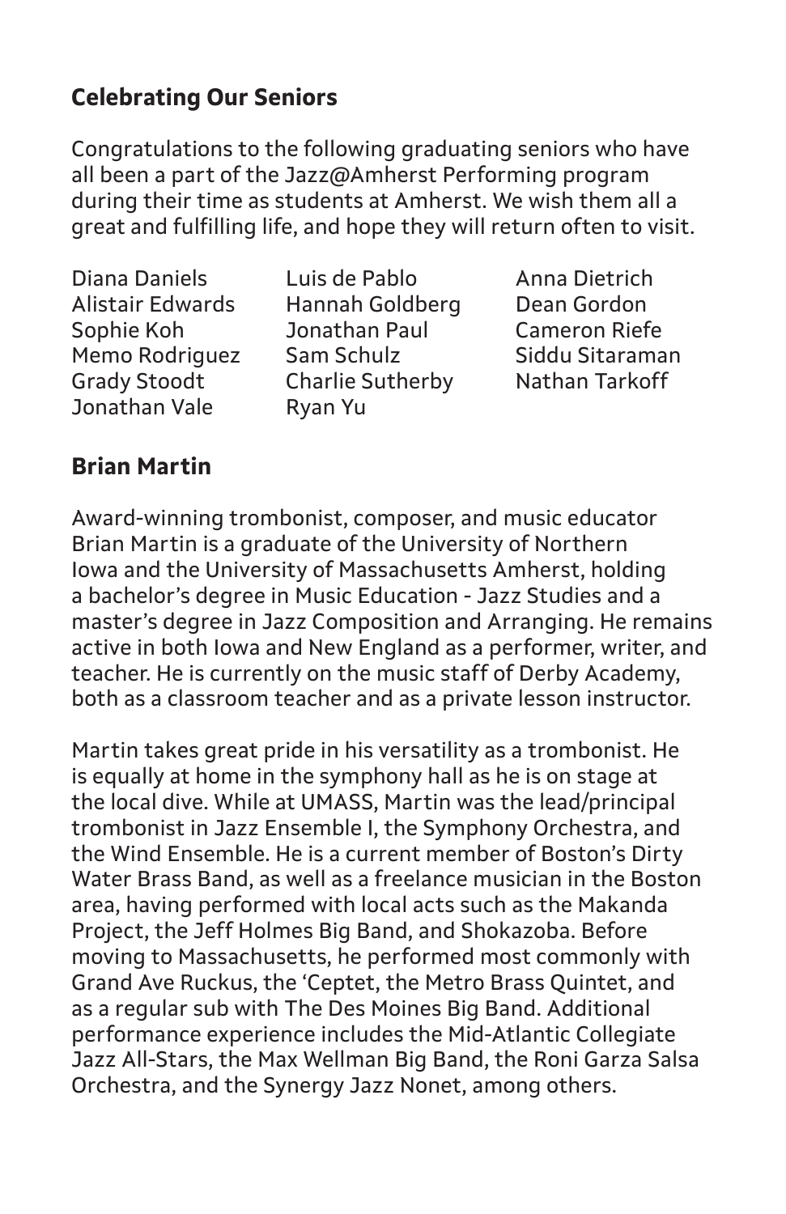## Celebrating Our Seniors

Congratulations to the following graduating seniors who have all been a part of the Jazz@Amherst Performing program during their time as students at Amherst. We wish them all a great and fulfilling life, and hope they will return often to visit.

| | | |
|---|---|---|
| Diana Daniels | Luis de Pablo | Anna Dietrich |
| Alistair Edwards | Hannah Goldberg | Dean Gordon |
| Sophie Koh | Jonathan Paul | Cameron Riefe |
| Memo Rodriguez | Sam Schulz | Siddu Sitaraman |
| Grady Stoodt | Charlie Sutherby | Nathan Tarkoff |
| Jonathan Vale | Ryan Yu | |

## Brian Martin

Award-winning trombonist, composer, and music educator Brian Martin is a graduate of the University of Northern Iowa and the University of Massachusetts Amherst, holding a bachelor's degree in Music Education - Jazz Studies and a master's degree in Jazz Composition and Arranging. He remains active in both Iowa and New England as a performer, writer, and teacher. He is currently on the music staff of Derby Academy, both as a classroom teacher and as a private lesson instructor.

Martin takes great pride in his versatility as a trombonist. He is equally at home in the symphony hall as he is on stage at the local dive. While at UMASS, Martin was the lead/principal trombonist in Jazz Ensemble I, the Symphony Orchestra, and the Wind Ensemble. He is a current member of Boston's Dirty Water Brass Band, as well as a freelance musician in the Boston area, having performed with local acts such as the Makanda Project, the Jeff Holmes Big Band, and Shokazoba. Before moving to Massachusetts, he performed most commonly with Grand Ave Ruckus, the 'Ceptet, the Metro Brass Quintet, and as a regular sub with The Des Moines Big Band. Additional performance experience includes the Mid-Atlantic Collegiate Jazz All-Stars, the Max Wellman Big Band, the Roni Garza Salsa Orchestra, and the Synergy Jazz Nonet, among others.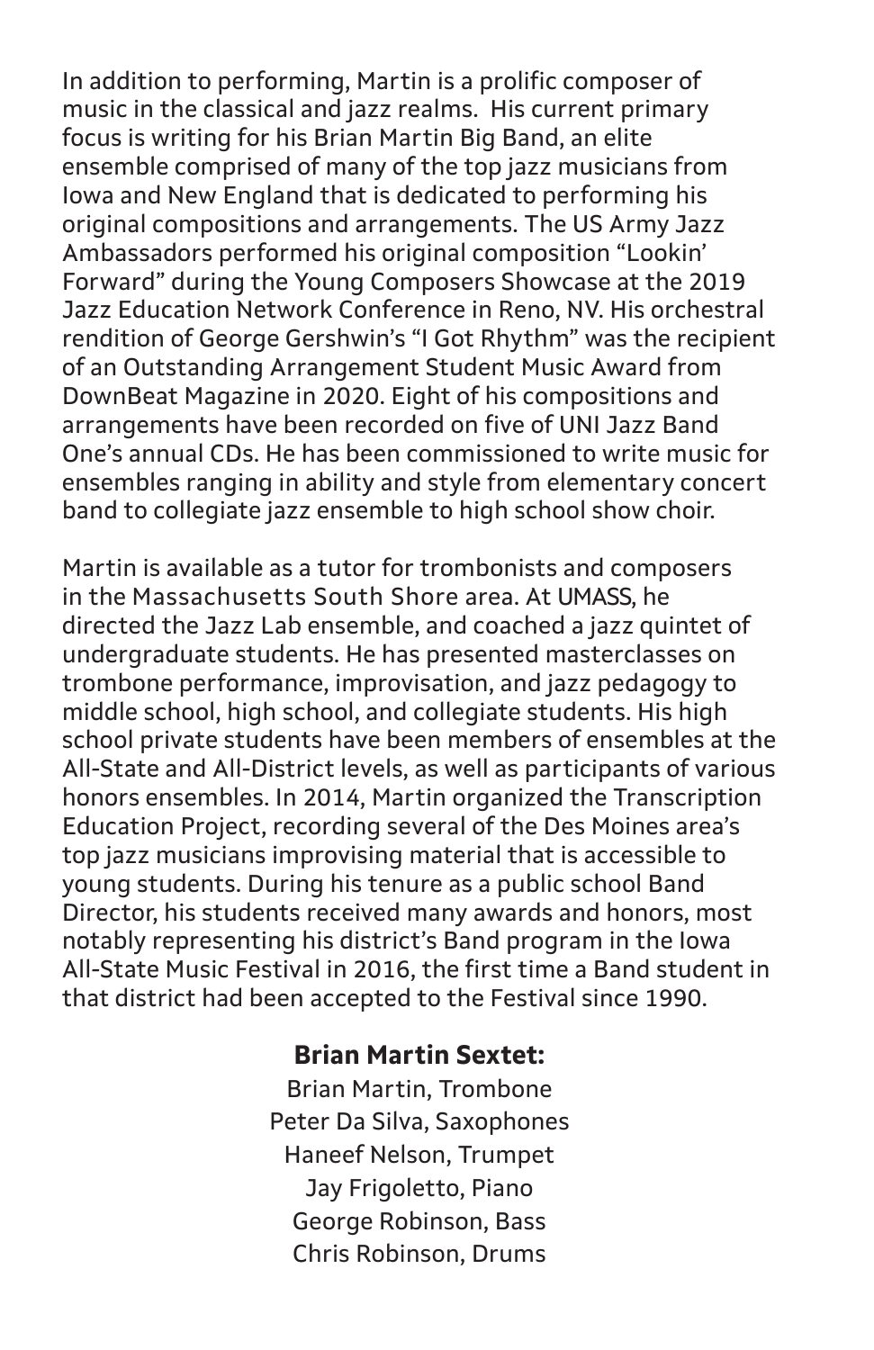In addition to performing, Martin is a prolific composer of music in the classical and jazz realms. His current primary focus is writing for his Brian Martin Big Band, an elite ensemble comprised of many of the top jazz musicians from Iowa and New England that is dedicated to performing his original compositions and arrangements. The US Army Jazz Ambassadors performed his original composition "Lookin' Forward" during the Young Composers Showcase at the 2019 Jazz Education Network Conference in Reno, NV. His orchestral rendition of George Gershwin's "I Got Rhythm" was the recipient of an Outstanding Arrangement Student Music Award from DownBeat Magazine in 2020. Eight of his compositions and arrangements have been recorded on five of UNI Jazz Band One's annual CDs. He has been commissioned to write music for ensembles ranging in ability and style from elementary concert band to collegiate jazz ensemble to high school show choir.

Martin is available as a tutor for trombonists and composers in the Massachusetts South Shore area. At UMASS, he directed the Jazz Lab ensemble, and coached a jazz quintet of undergraduate students. He has presented masterclasses on trombone performance, improvisation, and jazz pedagogy to middle school, high school, and collegiate students. His high school private students have been members of ensembles at the All-State and All-District levels, as well as participants of various honors ensembles. In 2014, Martin organized the Transcription Education Project, recording several of the Des Moines area's top jazz musicians improvising material that is accessible to young students. During his tenure as a public school Band Director, his students received many awards and honors, most notably representing his district's Band program in the Iowa All-State Music Festival in 2016, the first time a Band student in that district had been accepted to the Festival since 1990.

**Brian Martin Sextet:**

Brian Martin, Trombone
Peter Da Silva, Saxophones
Haneef Nelson, Trumpet
Jay Frigoletto, Piano
George Robinson, Bass
Chris Robinson, Drums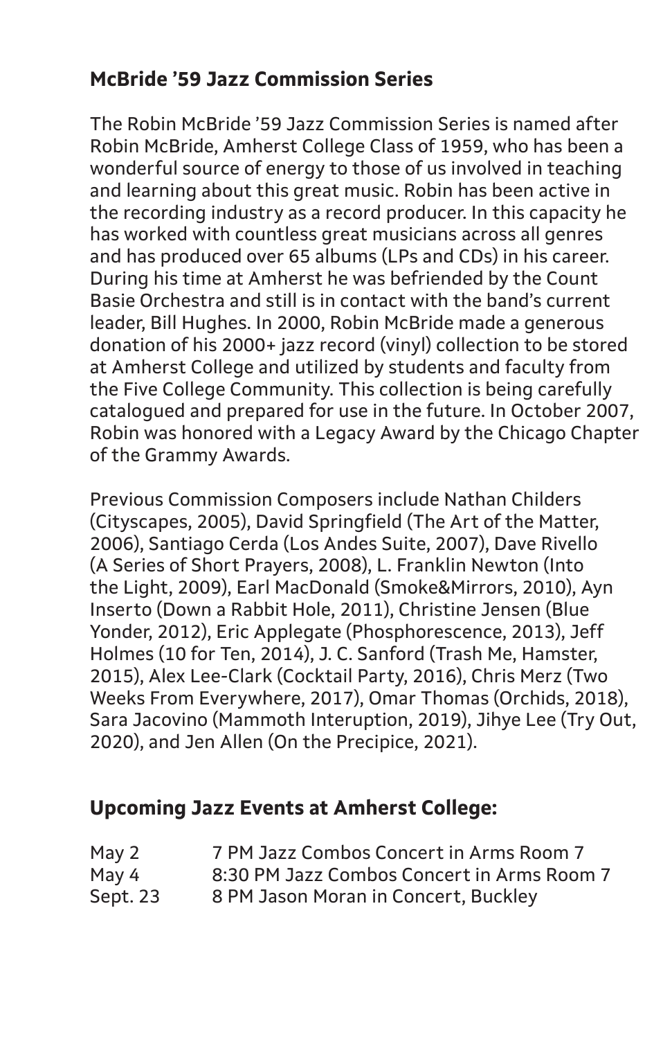## McBride ’59 Jazz Commission Series

The Robin McBride ’59 Jazz Commission Series is named after Robin McBride, Amherst College Class of 1959, who has been a wonderful source of energy to those of us involved in teaching and learning about this great music. Robin has been active in the recording industry as a record producer. In this capacity he has worked with countless great musicians across all genres and has produced over 65 albums (LPs and CDs) in his career. During his time at Amherst he was befriended by the Count Basie Orchestra and still is in contact with the band’s current leader, Bill Hughes. In 2000, Robin McBride made a generous donation of his 2000+ jazz record (vinyl) collection to be stored at Amherst College and utilized by students and faculty from the Five College Community. This collection is being carefully catalogued and prepared for use in the future. In October 2007, Robin was honored with a Legacy Award by the Chicago Chapter of the Grammy Awards.

Previous Commission Composers include Nathan Childers (Cityscapes, 2005), David Springfield (The Art of the Matter, 2006), Santiago Cerda (Los Andes Suite, 2007), Dave Rivello (A Series of Short Prayers, 2008), L. Franklin Newton (Into the Light, 2009), Earl MacDonald (Smoke&Mirrors, 2010), Ayn Inserto (Down a Rabbit Hole, 2011), Christine Jensen (Blue Yonder, 2012), Eric Applegate (Phosphorescence, 2013), Jeff Holmes (10 for Ten, 2014), J. C. Sanford (Trash Me, Hamster, 2015), Alex Lee-Clark (Cocktail Party, 2016), Chris Merz (Two Weeks From Everywhere, 2017), Omar Thomas (Orchids, 2018), Sara Jacovino (Mammoth Interuption, 2019), Jihye Lee (Try Out, 2020), and Jen Allen (On the Precipice, 2021).

## Upcoming Jazz Events at Amherst College:

| | |
|---|---|
| May 2 | 7 PM Jazz Combos Concert in Arms Room 7 |
| May 4 | 8:30 PM Jazz Combos Concert in Arms Room 7 |
| Sept. 23 | 8 PM Jason Moran in Concert, Buckley |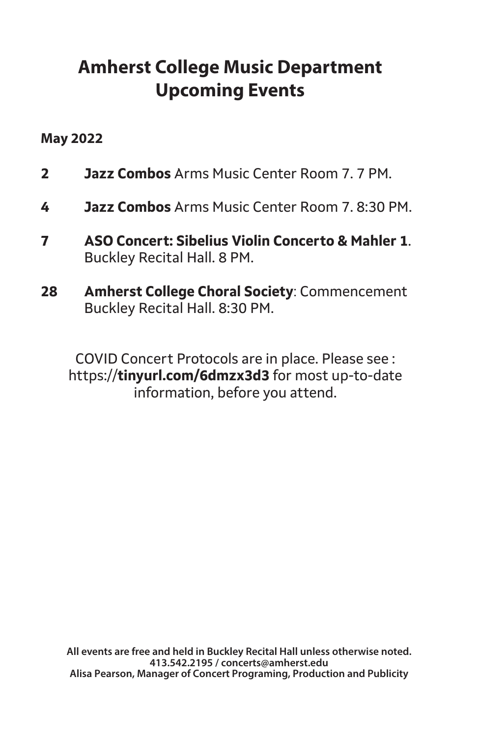# Amherst College Music Department
# Upcoming Events

**May 2022**

**2** **Jazz Combos** Arms Music Center Room 7. 7 PM.

**4** **Jazz Combos** Arms Music Center Room 7. 8:30 PM.

**7** **ASO Concert: Sibelius Violin Concerto & Mahler 1**. Buckley Recital Hall. 8 PM.

**28** **Amherst College Choral Society**: Commencement Buckley Recital Hall. 8:30 PM.

COVID Concert Protocols are in place. Please see : https://**tinyurl.com/6dmzx3d3** for most up-to-date information, before you attend.

**All events are free and held in Buckley Recital Hall unless otherwise noted.**
**413.542.2195 / concerts@amherst.edu**
**Alisa Pearson, Manager of Concert Programing, Production and Publicity**